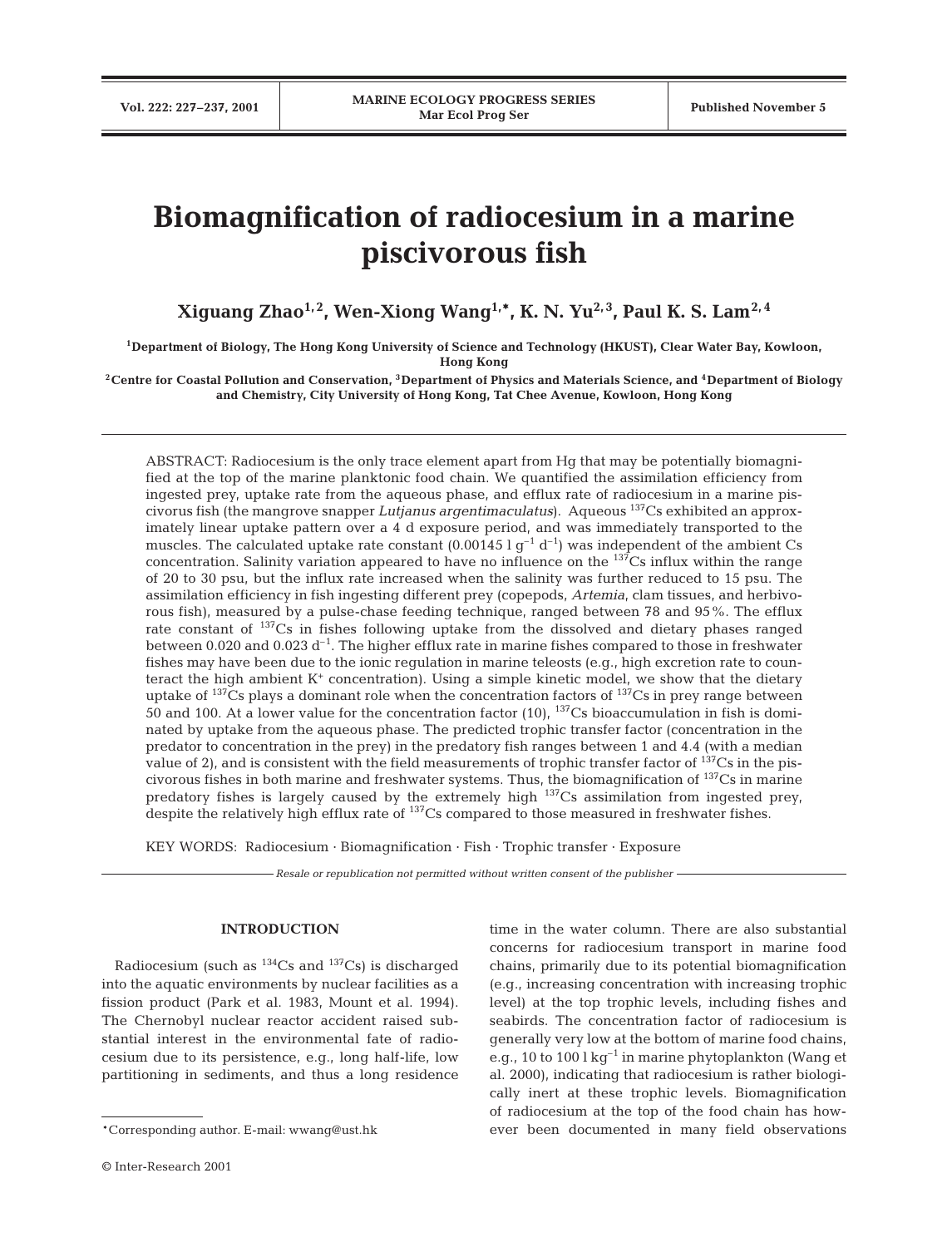# Biomagnification of radiocesium in a marine piscivorous fish

**Xiguang Zhao[1,2], Wen-Xiong Wang[1,*], K. N. Yu[2,3], Paul K. S. Lam[2,4]**

[1]Department of Biology, The Hong Kong University of Science and Technology (HKUST), Clear Water Bay, Kowloon, Hong Kong

[2]Centre for Coastal Pollution and Conservation, [3]Department of Physics and Materials Science, and [4]Department of Biology and Chemistry, City University of Hong Kong, Tat Chee Avenue, Kowloon, Hong Kong

ABSTRACT: Radiocesium is the only trace element apart from Hg that may be potentially biomagnified at the top of the marine planktonic food chain. We quantified the assimilation efficiency from ingested prey, uptake rate from the aqueous phase, and efflux rate of radiocesium in a marine piscivorus fish (the mangrove snapper *Lutjanus argentimaculatus*). Aqueous $^{137}$Cs exhibited an approximately linear uptake pattern over a 4 d exposure period, and was immediately transported to the muscles. The calculated uptake rate constant (0.00145 l g$^{-1}$ d$^{-1}$) was independent of the ambient Cs concentration. Salinity variation appeared to have no influence on the $^{137}$Cs influx within the range of 20 to 30 psu, but the influx rate increased when the salinity was further reduced to 15 psu. The assimilation efficiency in fish ingesting different prey (copepods, *Artemia*, clam tissues, and herbivorous fish), measured by a pulse-chase feeding technique, ranged between 78 and 95%. The efflux rate constant of $^{137}$Cs in fishes following uptake from the dissolved and dietary phases ranged between 0.020 and 0.023 d$^{-1}$. The higher efflux rate in marine fishes compared to those in freshwater fishes may have been due to the ionic regulation in marine teleosts (e.g., high excretion rate to counteract the high ambient $K^+$ concentration). Using a simple kinetic model, we show that the dietary uptake of $^{137}$Cs plays a dominant role when the concentration factors of $^{137}$Cs in prey range between 50 and 100. At a lower value for the concentration factor (10), $^{137}$Cs bioaccumulation in fish is dominated by uptake from the aqueous phase. The predicted trophic transfer factor (concentration in the predator to concentration in the prey) in the predatory fish ranges between 1 and 4.4 (with a median value of 2), and is consistent with the field measurements of trophic transfer factor of $^{137}$Cs in the piscivorous fishes in both marine and freshwater systems. Thus, the biomagnification of $^{137}$Cs in marine predatory fishes is largely caused by the extremely high $^{137}$Cs assimilation from ingested prey, despite the relatively high efflux rate of $^{137}$Cs compared to those measured in freshwater fishes.

KEY WORDS: Radiocesium · Biomagnification · Fish · Trophic transfer · Exposure

*Resale or republication not permitted without written consent of the publisher*

## INTRODUCTION

Radiocesium (such as $^{134}$Cs and $^{137}$Cs) is discharged into the aquatic environments by nuclear facilities as a fission product (Park et al. 1983, Mount et al. 1994). The Chernobyl nuclear reactor accident raised substantial interest in the environmental fate of radiocesium due to its persistence, e.g., long half-life, low partitioning in sediments, and thus a long residence time in the water column. There are also substantial concerns for radiocesium transport in marine food chains, primarily due to its potential biomagnification (e.g., increasing concentration with increasing trophic level) at the top trophic levels, including fishes and seabirds. The concentration factor of radiocesium is generally very low at the bottom of marine food chains, e.g., 10 to 100 l kg$^{-1}$ in marine phytoplankton (Wang et al. 2000), indicating that radiocesium is rather biologically inert at these trophic levels. Biomagnification of radiocesium at the top of the food chain has however been documented in many field observations

*Corresponding author. E-mail: wwang@ust.hk

© Inter-Research 2001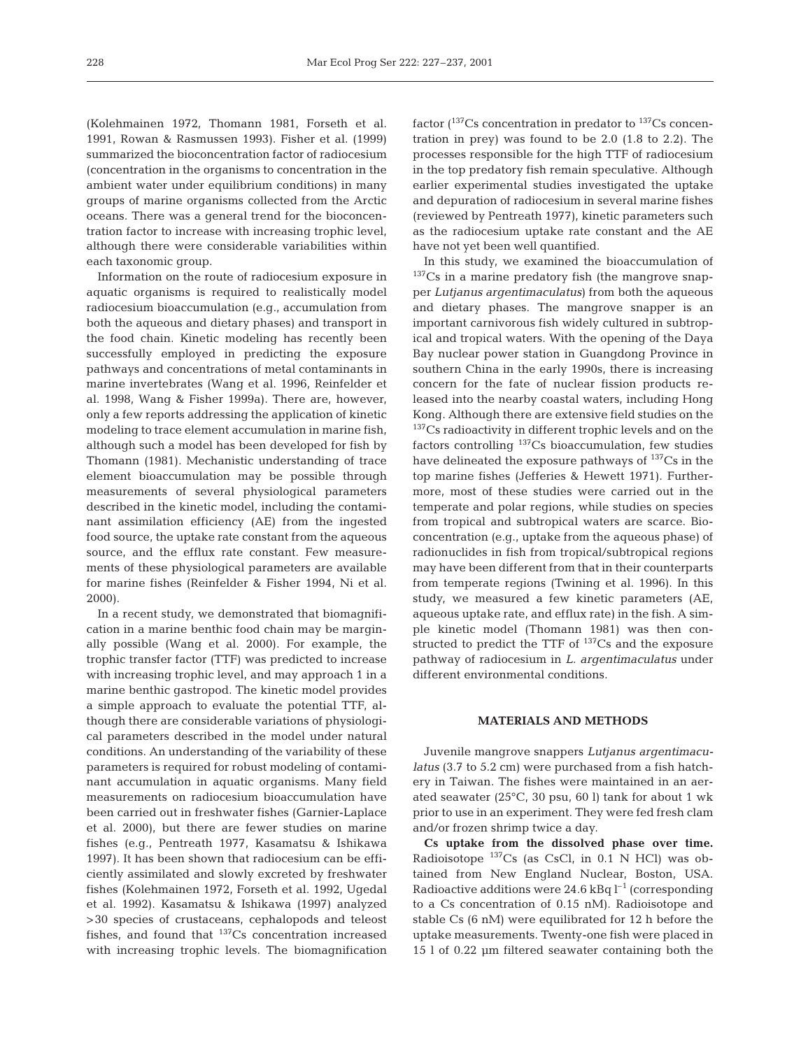(Kolehmainen 1972, Thomann 1981, Forseth et al. 1991, Rowan & Rasmussen 1993). Fisher et al. (1999) summarized the bioconcentration factor of radiocesium (concentration in the organisms to concentration in the ambient water under equilibrium conditions) in many groups of marine organisms collected from the Arctic oceans. There was a general trend for the bioconcentration factor to increase with increasing trophic level, although there were considerable variabilities within each taxonomic group.

Information on the route of radiocesium exposure in aquatic organisms is required to realistically model radiocesium bioaccumulation (e.g., accumulation from both the aqueous and dietary phases) and transport in the food chain. Kinetic modeling has recently been successfully employed in predicting the exposure pathways and concentrations of metal contaminants in marine invertebrates (Wang et al. 1996, Reinfelder et al. 1998, Wang & Fisher 1999a). There are, however, only a few reports addressing the application of kinetic modeling to trace element accumulation in marine fish, although such a model has been developed for fish by Thomann (1981). Mechanistic understanding of trace element bioaccumulation may be possible through measurements of several physiological parameters described in the kinetic model, including the contaminant assimilation efficiency (AE) from the ingested food source, the uptake rate constant from the aqueous source, and the efflux rate constant. Few measurements of these physiological parameters are available for marine fishes (Reinfelder & Fisher 1994, Ni et al. 2000).

In a recent study, we demonstrated that biomagnification in a marine benthic food chain may be marginally possible (Wang et al. 2000). For example, the trophic transfer factor (TTF) was predicted to increase with increasing trophic level, and may approach 1 in a marine benthic gastropod. The kinetic model provides a simple approach to evaluate the potential TTF, although there are considerable variations of physiological parameters described in the model under natural conditions. An understanding of the variability of these parameters is required for robust modeling of contaminant accumulation in aquatic organisms. Many field measurements on radiocesium bioaccumulation have been carried out in freshwater fishes (Garnier-Laplace et al. 2000), but there are fewer studies on marine fishes (e.g., Pentreath 1977, Kasamatsu & Ishikawa 1997). It has been shown that radiocesium can be efficiently assimilated and slowly excreted by freshwater fishes (Kolehmainen 1972, Forseth et al. 1992, Ugedal et al. 1992). Kasamatsu & Ishikawa (1997) analyzed >30 species of crustaceans, cephalopods and teleost fishes, and found that $^{137}$Cs concentration increased with increasing trophic levels. The biomagnification factor ($^{137}$Cs concentration in predator to $^{137}$Cs concentration in prey) was found to be 2.0 (1.8 to 2.2). The processes responsible for the high TTF of radiocesium in the top predatory fish remain speculative. Although earlier experimental studies investigated the uptake and depuration of radiocesium in several marine fishes (reviewed by Pentreath 1977), kinetic parameters such as the radiocesium uptake rate constant and the AE have not yet been well quantified.

In this study, we examined the bioaccumulation of $^{137}$Cs in a marine predatory fish (the mangrove snapper *Lutjanus argentimaculatus*) from both the aqueous and dietary phases. The mangrove snapper is an important carnivorous fish widely cultured in subtropical and tropical waters. With the opening of the Daya Bay nuclear power station in Guangdong Province in southern China in the early 1990s, there is increasing concern for the fate of nuclear fission products released into the nearby coastal waters, including Hong Kong. Although there are extensive field studies on the $^{137}$Cs radioactivity in different trophic levels and on the factors controlling $^{137}$Cs bioaccumulation, few studies have delineated the exposure pathways of $^{137}$Cs in the top marine fishes (Jefferies & Hewett 1971). Furthermore, most of these studies were carried out in the temperate and polar regions, while studies on species from tropical and subtropical waters are scarce. Bioconcentration (e.g., uptake from the aqueous phase) of radionuclides in fish from tropical/subtropical regions may have been different from that in their counterparts from temperate regions (Twining et al. 1996). In this study, we measured a few kinetic parameters (AE, aqueous uptake rate, and efflux rate) in the fish. A simple kinetic model (Thomann 1981) was then constructed to predict the TTF of $^{137}$Cs and the exposure pathway of radiocesium in *L. argentimaculatus* under different environmental conditions.

## MATERIALS AND METHODS

Juvenile mangrove snappers *Lutjanus argentimaculatus* (3.7 to 5.2 cm) were purchased from a fish hatchery in Taiwan. The fishes were maintained in an aerated seawater (25°C, 30 psu, 60 l) tank for about 1 wk prior to use in an experiment. They were fed fresh clam and/or frozen shrimp twice a day.

**Cs uptake from the dissolved phase over time.** Radioisotope $^{137}$Cs (as CsCl, in 0.1 N HCl) was obtained from New England Nuclear, Boston, USA. Radioactive additions were 24.6 kBq l$^{-1}$ (corresponding to a Cs concentration of 0.15 nM). Radioisotope and stable Cs (6 nM) were equilibrated for 12 h before the uptake measurements. Twenty-one fish were placed in 15 l of 0.22 µm filtered seawater containing both the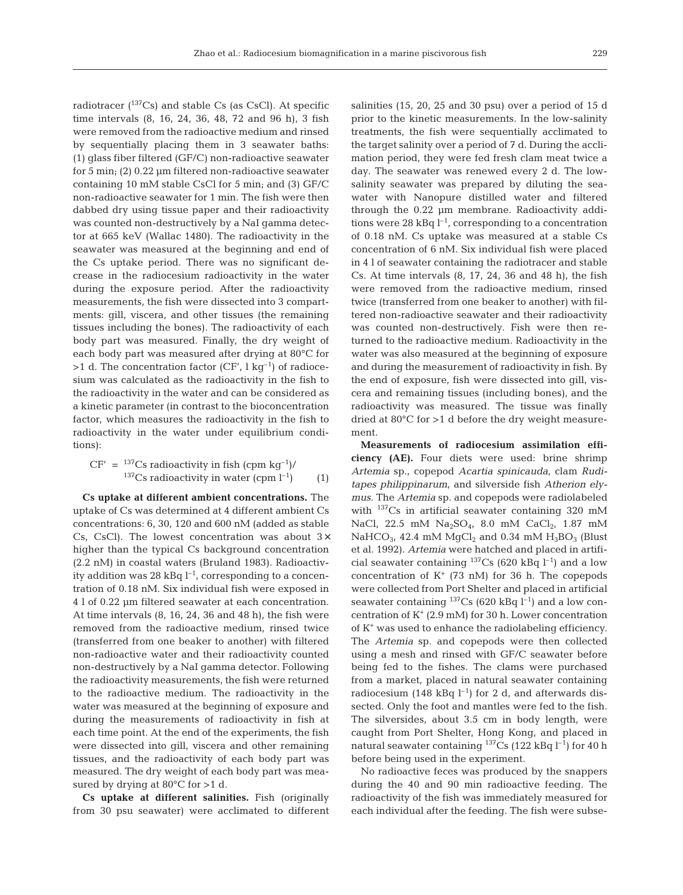radiotracer ($^{137}$Cs) and stable Cs (as CsCl). At specific time intervals (8, 16, 24, 36, 48, 72 and 96 h), 3 fish were removed from the radioactive medium and rinsed by sequentially placing them in 3 seawater baths: (1) glass fiber filtered (GF/C) non-radioactive seawater for 5 min; (2) 0.22 µm filtered non-radioactive seawater containing 10 mM stable CsCl for 5 min; and (3) GF/C non-radioactive seawater for 1 min. The fish were then dabbed dry using tissue paper and their radioactivity was counted non-destructively by a NaI gamma detector at 665 keV (Wallac 1480). The radioactivity in the seawater was measured at the beginning and end of the Cs uptake period. There was no significant decrease in the radiocesium radioactivity in the water during the exposure period. After the radioactivity measurements, the fish were dissected into 3 compartments: gill, viscera, and other tissues (the remaining tissues including the bones). The radioactivity of each body part was measured. Finally, the dry weight of each body part was measured after drying at 80°C for >1 d. The concentration factor (CF′, l kg$^{-1}$) of radiocesium was calculated as the radioactivity in the fish to the radioactivity in the water and can be considered as a kinetic parameter (in contrast to the bioconcentration factor, which measures the radioactivity in the fish to radioactivity in the water under equilibrium conditions):

$$CF' = {}^{137}\text{Cs radioactivity in fish (cpm kg}^{-1}\text{)} / {}^{137}\text{Cs radioactivity in water (cpm l}^{-1}\text{)} \quad (1)$$

**Cs uptake at different ambient concentrations.** The uptake of Cs was determined at 4 different ambient Cs concentrations: 6, 30, 120 and 600 nM (added as stable Cs, CsCl). The lowest concentration was about 3× higher than the typical Cs background concentration (2.2 nM) in coastal waters (Bruland 1983). Radioactivity addition was 28 kBq l$^{-1}$, corresponding to a concentration of 0.18 nM. Six individual fish were exposed in 4 l of 0.22 µm filtered seawater at each concentration. At time intervals (8, 16, 24, 36 and 48 h), the fish were removed from the radioactive medium, rinsed twice (transferred from one beaker to another) with filtered non-radioactive water and their radioactivity counted non-destructively by a NaI gamma detector. Following the radioactivity measurements, the fish were returned to the radioactive medium. The radioactivity in the water was measured at the beginning of exposure and during the measurements of radioactivity in fish at each time point. At the end of the experiments, the fish were dissected into gill, viscera and other remaining tissues, and the radioactivity of each body part was measured. The dry weight of each body part was measured by drying at 80°C for >1 d.

**Cs uptake at different salinities.** Fish (originally from 30 psu seawater) were acclimated to different salinities (15, 20, 25 and 30 psu) over a period of 15 d prior to the kinetic measurements. In the low-salinity treatments, the fish were sequentially acclimated to the target salinity over a period of 7 d. During the acclimation period, they were fed fresh clam meat twice a day. The seawater was renewed every 2 d. The low-salinity seawater was prepared by diluting the seawater with Nanopure distilled water and filtered through the 0.22 µm membrane. Radioactivity additions were 28 kBq l$^{-1}$, corresponding to a concentration of 0.18 nM. Cs uptake was measured at a stable Cs concentration of 6 nM. Six individual fish were placed in 4 l of seawater containing the radiotracer and stable Cs. At time intervals (8, 17, 24, 36 and 48 h), the fish were removed from the radioactive medium, rinsed twice (transferred from one beaker to another) with filtered non-radioactive seawater and their radioactivity was counted non-destructively. Fish were then returned to the radioactive medium. Radioactivity in the water was also measured at the beginning of exposure and during the measurement of radioactivity in fish. By the end of exposure, fish were dissected into gill, viscera and remaining tissues (including bones), and the radioactivity was measured. The tissue was finally dried at 80°C for >1 d before the dry weight measurement.

**Measurements of radiocesium assimilation efficiency (AE).** Four diets were used: brine shrimp *Artemia* sp., copepod *Acartia spinicauda*, clam *Ruditapes philippinarum*, and silverside fish *Atherion elymus*. The *Artemia* sp. and copepods were radiolabeled with $^{137}$Cs in artificial seawater containing 320 mM NaCl, 22.5 mM $Na_2SO_4$, 8.0 mM $CaCl_2$, 1.87 mM $NaHCO_3$, 42.4 mM $MgCl_2$ and 0.34 mM $H_3BO_3$ (Blust et al. 1992). *Artemia* were hatched and placed in artificial seawater containing $^{137}$Cs (620 kBq l$^{-1}$) and a low concentration of $K^+$ (73 nM) for 36 h. The copepods were collected from Port Shelter and placed in artificial seawater containing $^{137}$Cs (620 kBq l$^{-1}$) and a low concentration of $K^+$ (2.9 mM) for 30 h. Lower concentration of $K^+$ was used to enhance the radiolabeling efficiency. The *Artemia* sp. and copepods were then collected using a mesh and rinsed with GF/C seawater before being fed to the fishes. The clams were purchased from a market, placed in natural seawater containing radiocesium (148 kBq l$^{-1}$) for 2 d, and afterwards dissected. Only the foot and mantles were fed to the fish. The silversides, about 3.5 cm in body length, were caught from Port Shelter, Hong Kong, and placed in natural seawater containing $^{137}$Cs (122 kBq l$^{-1}$) for 40 h before being used in the experiment.

No radioactive feces was produced by the snappers during the 40 and 90 min radioactive feeding. The radioactivity of the fish was immediately measured for each individual after the feeding. The fish were subse-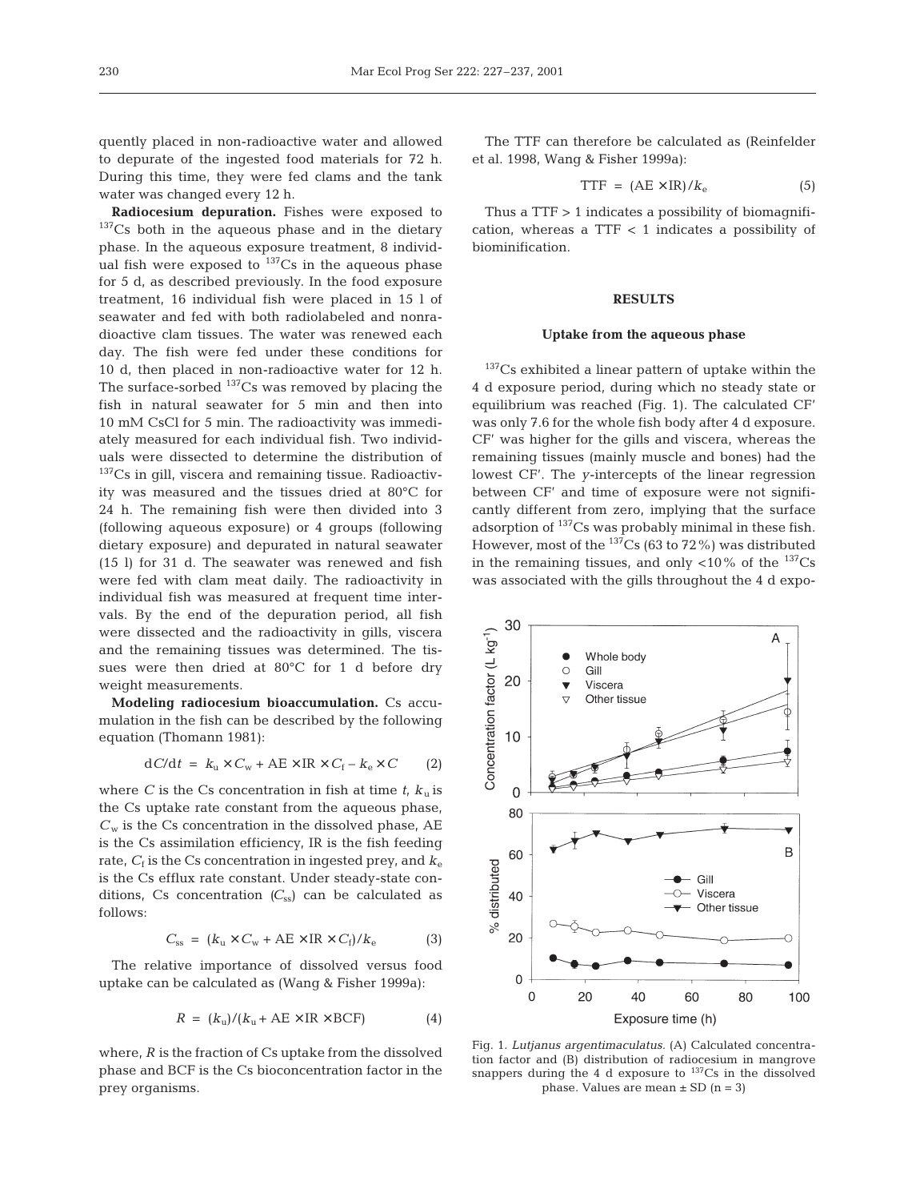quently placed in non-radioactive water and allowed to depurate of the ingested food materials for 72 h. During this time, they were fed clams and the tank water was changed every 12 h.

**Radiocesium depuration.** Fishes were exposed to $^{137}$Cs both in the aqueous phase and in the dietary phase. In the aqueous exposure treatment, 8 individual fish were exposed to $^{137}$Cs in the aqueous phase for 5 d, as described previously. In the food exposure treatment, 16 individual fish were placed in 15 l of seawater and fed with both radiolabeled and nonradioactive clam tissues. The water was renewed each day. The fish were fed under these conditions for 10 d, then placed in non-radioactive water for 12 h. The surface-sorbed $^{137}$Cs was removed by placing the fish in natural seawater for 5 min and then into 10 mM CsCl for 5 min. The radioactivity was immediately measured for each individual fish. Two individuals were dissected to determine the distribution of $^{137}$Cs in gill, viscera and remaining tissue. Radioactivity was measured and the tissues dried at 80°C for 24 h. The remaining fish were then divided into 3 (following aqueous exposure) or 4 groups (following dietary exposure) and depurated in natural seawater (15 l) for 31 d. The seawater was renewed and fish were fed with clam meat daily. The radioactivity in individual fish was measured at frequent time intervals. By the end of the depuration period, all fish were dissected and the radioactivity in gills, viscera and the remaining tissues was determined. The tissues were then dried at 80°C for 1 d before dry weight measurements.

**Modeling radiocesium bioaccumulation.** Cs accumulation in the fish can be described by the following equation (Thomann 1981):

$$dC/dt = k_u \times C_w + \text{AE} \times \text{IR} \times C_f - k_e \times C \quad (2)$$

where $C$ is the Cs concentration in fish at time $t$, $k_u$ is the Cs uptake rate constant from the aqueous phase, $C_w$ is the Cs concentration in the dissolved phase, AE is the Cs assimilation efficiency, IR is the fish feeding rate, $C_f$ is the Cs concentration in ingested prey, and $k_e$ is the Cs efflux rate constant. Under steady-state conditions, Cs concentration ($C_{ss}$) can be calculated as follows:

$$C_{ss} = (k_u \times C_w + \text{AE} \times \text{IR} \times C_f)/k_e \quad (3)$$

The relative importance of dissolved versus food uptake can be calculated as (Wang & Fisher 1999a):

$$R = (k_u)/(k_u + \text{AE} \times \text{IR} \times \text{BCF}) \quad (4)$$

where, $R$ is the fraction of Cs uptake from the dissolved phase and BCF is the Cs bioconcentration factor in the prey organisms.

The TTF can therefore be calculated as (Reinfelder et al. 1998, Wang & Fisher 1999a):

$$\text{TTF} = (\text{AE} \times \text{IR})/k_e \quad (5)$$

Thus a TTF > 1 indicates a possibility of biomagnification, whereas a TTF < 1 indicates a possibility of biominification.

## RESULTS

### Uptake from the aqueous phase

$^{137}$Cs exhibited a linear pattern of uptake within the 4 d exposure period, during which no steady state or equilibrium was reached (Fig. 1). The calculated CF′ was only 7.6 for the whole fish body after 4 d exposure. CF′ was higher for the gills and viscera, whereas the remaining tissues (mainly muscle and bones) had the lowest CF′. The *y*-intercepts of the linear regression between CF′ and time of exposure were not significantly different from zero, implying that the surface adsorption of $^{137}$Cs was probably minimal in these fish. However, most of the $^{137}$Cs (63 to 72%) was distributed in the remaining tissues, and only <10% of the $^{137}$Cs was associated with the gills throughout the 4 d expo-

Fig. 1. *Lutjanus argentimaculatus.* (A) Calculated concentration factor and (B) distribution of radiocesium in mangrove snappers during the 4 d exposure to $^{137}$Cs in the dissolved phase. Values are mean ± SD (n = 3)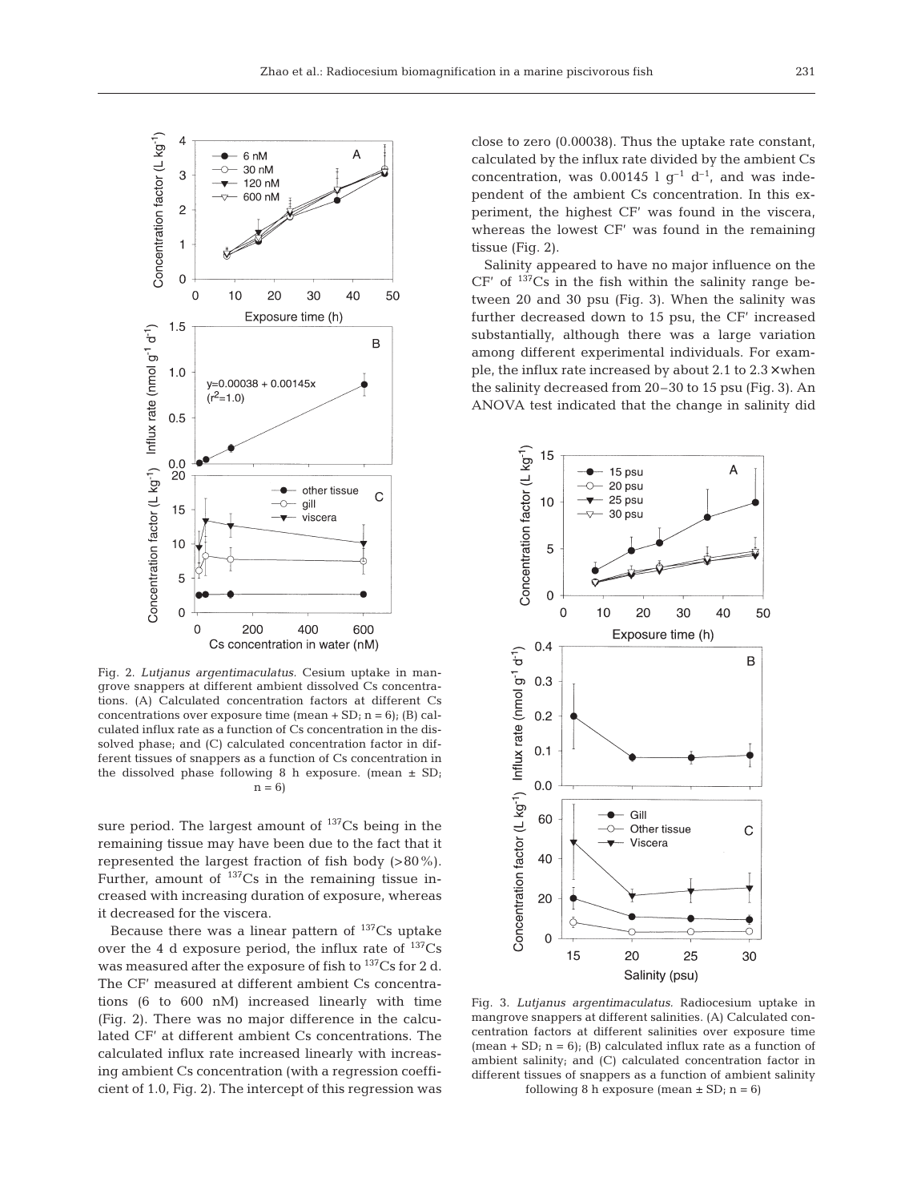Fig. 2. *Lutjanus argentimaculatus.* Cesium uptake in mangrove snappers at different ambient dissolved Cs concentrations. (A) Calculated concentration factors at different Cs concentrations over exposure time (mean + SD; n = 6); (B) calculated influx rate as a function of Cs concentration in the dissolved phase; and (C) calculated concentration factor in different tissues of snappers as a function of Cs concentration in the dissolved phase following 8 h exposure. (mean ± SD; n = 6)

sure period. The largest amount of $^{137}$Cs being in the remaining tissue may have been due to the fact that it represented the largest fraction of fish body (>80%). Further, amount of $^{137}$Cs in the remaining tissue increased with increasing duration of exposure, whereas it decreased for the viscera.

Because there was a linear pattern of $^{137}$Cs uptake over the 4 d exposure period, the influx rate of $^{137}$Cs was measured after the exposure of fish to $^{137}$Cs for 2 d. The CF′ measured at different ambient Cs concentrations (6 to 600 nM) increased linearly with time (Fig. 2). There was no major difference in the calculated CF′ at different ambient Cs concentrations. The calculated influx rate increased linearly with increasing ambient Cs concentration (with a regression coefficient of 1.0, Fig. 2). The intercept of this regression was close to zero (0.00038). Thus the uptake rate constant, calculated by the influx rate divided by the ambient Cs concentration, was 0.00145 l $g^{-1}$ $d^{-1}$, and was independent of the ambient Cs concentration. In this experiment, the highest CF′ was found in the viscera, whereas the lowest CF′ was found in the remaining tissue (Fig. 2).

Salinity appeared to have no major influence on the CF′ of $^{137}$Cs in the fish within the salinity range between 20 and 30 psu (Fig. 3). When the salinity was further decreased down to 15 psu, the CF′ increased substantially, although there was a large variation among different experimental individuals. For example, the influx rate increased by about 2.1 to 2.3× when the salinity decreased from 20–30 to 15 psu (Fig. 3). An ANOVA test indicated that the change in salinity did

Fig. 3. *Lutjanus argentimaculatus.* Radiocesium uptake in mangrove snappers at different salinities. (A) Calculated concentration factors at different salinities over exposure time (mean + SD; n = 6); (B) calculated influx rate as a function of ambient salinity; and (C) calculated concentration factor in different tissues of snappers as a function of ambient salinity following 8 h exposure (mean ± SD; n = 6)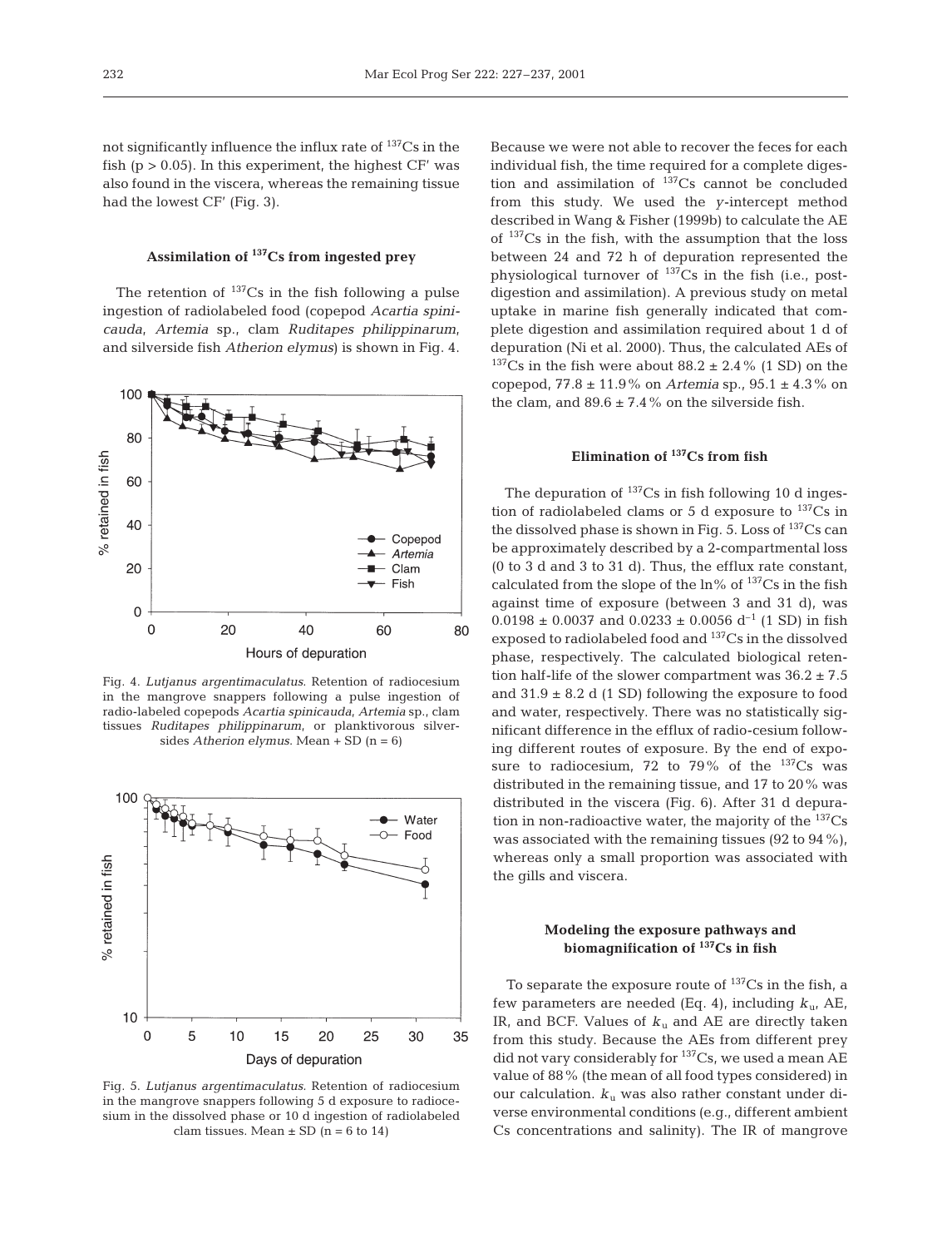not significantly influence the influx rate of $^{137}Cs$ in the fish ($p > 0.05$). In this experiment, the highest CF′ was also found in the viscera, whereas the remaining tissue had the lowest CF′ (Fig. 3).

### Assimilation of $^{137}Cs$ from ingested prey

The retention of $^{137}Cs$ in the fish following a pulse ingestion of radiolabeled food (copepod *Acartia spinicauda*, *Artemia* sp., clam *Ruditapes philippinarum*, and silverside fish *Atherion elymus*) is shown in Fig. 4.

Fig. 4. *Lutjanus argentimaculatus.* Retention of radiocesium in the mangrove snappers following a pulse ingestion of radio-labeled copepods *Acartia spinicauda*, *Artemia* sp., clam tissues *Ruditapes philippinarum*, or planktivorous silversides *Atherion elymus*. Mean + SD (n = 6)

Fig. 5. *Lutjanus argentimaculatus.* Retention of radiocesium in the mangrove snappers following 5 d exposure to radiocesium in the dissolved phase or 10 d ingestion of radiolabeled clam tissues. Mean ± SD (n = 6 to 14)

Because we were not able to recover the feces for each individual fish, the time required for a complete digestion and assimilation of $^{137}Cs$ cannot be concluded from this study. We used the *y*-intercept method described in Wang & Fisher (1999b) to calculate the AE of $^{137}Cs$ in the fish, with the assumption that the loss between 24 and 72 h of depuration represented the physiological turnover of $^{137}Cs$ in the fish (i.e., post-digestion and assimilation). A previous study on metal uptake in marine fish generally indicated that complete digestion and assimilation required about 1 d of depuration (Ni et al. 2000). Thus, the calculated AEs of $^{137}Cs$ in the fish were about $88.2 \pm 2.4\%$ (1 SD) on the copepod, $77.8 \pm 11.9\%$ on *Artemia* sp., $95.1 \pm 4.3\%$ on the clam, and $89.6 \pm 7.4\%$ on the silverside fish.

### Elimination of $^{137}Cs$ from fish

The depuration of $^{137}Cs$ in fish following 10 d ingestion of radiolabeled clams or 5 d exposure to $^{137}Cs$ in the dissolved phase is shown in Fig. 5. Loss of $^{137}Cs$ can be approximately described by a 2-compartmental loss (0 to 3 d and 3 to 31 d). Thus, the efflux rate constant, calculated from the slope of the ln% of $^{137}Cs$ in the fish against time of exposure (between 3 and 31 d), was $0.0198 \pm 0.0037$ and $0.0233 \pm 0.0056$ $d^{-1}$ (1 SD) in fish exposed to radiolabeled food and $^{137}Cs$ in the dissolved phase, respectively. The calculated biological retention half-life of the slower compartment was $36.2 \pm 7.5$ and $31.9 \pm 8.2$ d (1 SD) following the exposure to food and water, respectively. There was no statistically significant difference in the efflux of radio-cesium following different routes of exposure. By the end of exposure to radiocesium, 72 to 79% of the $^{137}Cs$ was distributed in the remaining tissue, and 17 to 20% was distributed in the viscera (Fig. 6). After 31 d depuration in non-radioactive water, the majority of the $^{137}Cs$ was associated with the remaining tissues (92 to 94%), whereas only a small proportion was associated with the gills and viscera.

### Modeling the exposure pathways and biomagnification of $^{137}Cs$ in fish

To separate the exposure route of $^{137}Cs$ in the fish, a few parameters are needed (Eq. 4), including $k_u$, AE, IR, and BCF. Values of $k_u$ and AE are directly taken from this study. Because the AEs from different prey did not vary considerably for $^{137}Cs$, we used a mean AE value of 88% (the mean of all food types considered) in our calculation. $k_u$ was also rather constant under diverse environmental conditions (e.g., different ambient Cs concentrations and salinity). The IR of mangrove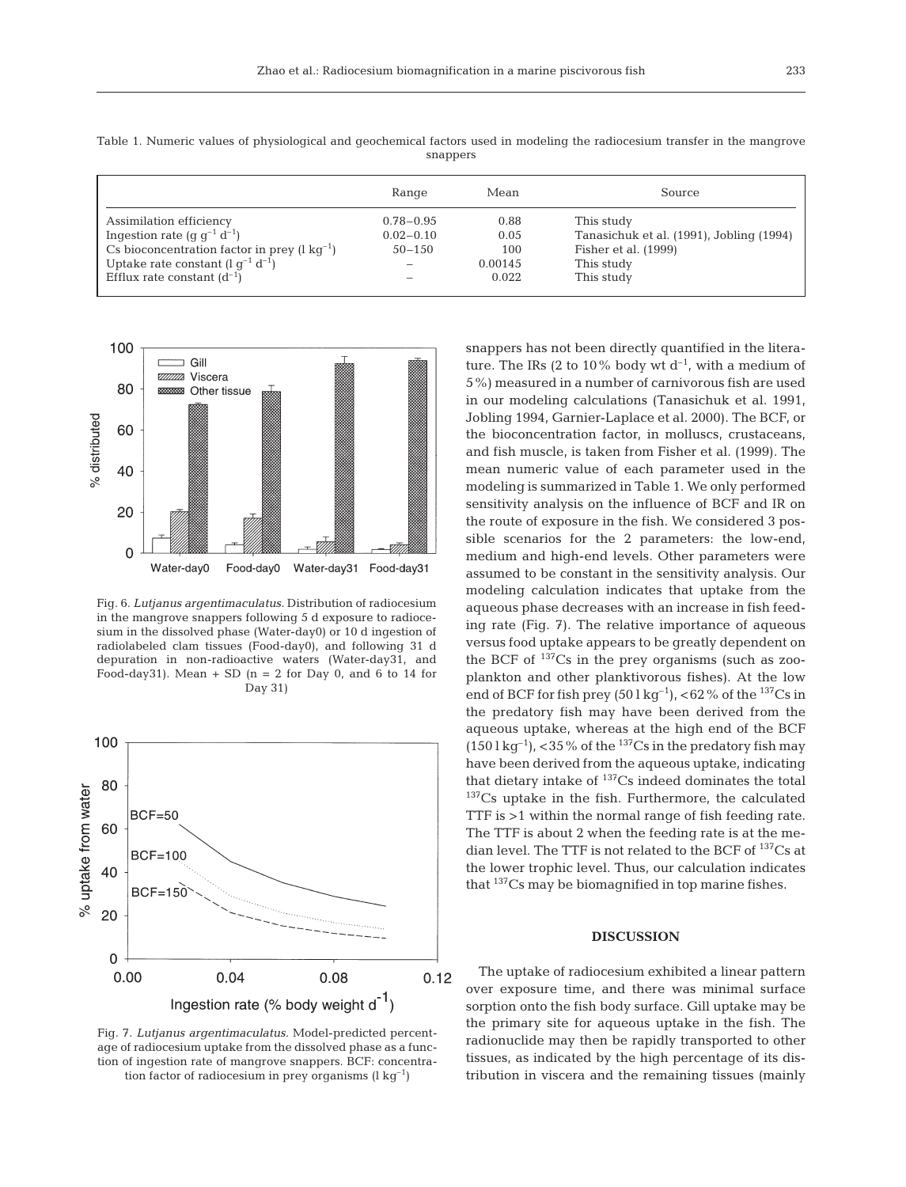Table 1. Numeric values of physiological and geochemical factors used in modeling the radiocesium transfer in the mangrove snappers

| | Range | Mean | Source |
|---|---|---|---|
| Assimilation efficiency | 0.78–0.95 | 0.88 | This study |
| Ingestion rate (g $g^{-1}$ $d^{-1}$) | 0.02–0.10 | 0.05 | Tanasichuk et al. (1991), Jobling (1994) |
| Cs bioconcentration factor in prey (l $kg^{-1}$) | 50–150 | 100 | Fisher et al. (1999) |
| Uptake rate constant (l $g^{-1}$ $d^{-1}$) | – | 0.00145 | This study |
| Efflux rate constant ($d^{-1}$) | – | 0.022 | This study |

Fig. 6. *Lutjanus argentimaculatus.* Distribution of radiocesium in the mangrove snappers following 5 d exposure to radiocesium in the dissolved phase (Water-day0) or 10 d ingestion of radiolabeled clam tissues (Food-day0), and following 31 d depuration in non-radioactive waters (Water-day31, and Food-day31). Mean + SD (n = 2 for Day 0, and 6 to 14 for Day 31)

Fig. 7. *Lutjanus argentimaculatus.* Model-predicted percentage of radiocesium uptake from the dissolved phase as a function of ingestion rate of mangrove snappers. BCF: concentration factor of radiocesium in prey organisms (l $kg^{-1}$)

snappers has not been directly quantified in the literature. The IRs (2 to 10% body wt $d^{-1}$, with a medium of 5%) measured in a number of carnivorous fish are used in our modeling calculations (Tanasichuk et al. 1991, Jobling 1994, Garnier-Laplace et al. 2000). The BCF, or the bioconcentration factor, in molluscs, crustaceans, and fish muscle, is taken from Fisher et al. (1999). The mean numeric value of each parameter used in the modeling is summarized in Table 1. We only performed sensitivity analysis on the influence of BCF and IR on the route of exposure in the fish. We considered 3 possible scenarios for the 2 parameters: the low-end, medium and high-end levels. Other parameters were assumed to be constant in the sensitivity analysis. Our modeling calculation indicates that uptake from the aqueous phase decreases with an increase in fish feeding rate (Fig. 7). The relative importance of aqueous versus food uptake appears to be greatly dependent on the BCF of $^{137}$Cs in the prey organisms (such as zooplankton and other planktivorous fishes). At the low end of BCF for fish prey (50 l $kg^{-1}$), <62% of the $^{137}$Cs in the predatory fish may have been derived from the aqueous uptake, whereas at the high end of the BCF (150 l $kg^{-1}$), <35% of the $^{137}$Cs in the predatory fish may have been derived from the aqueous uptake, indicating that dietary intake of $^{137}$Cs indeed dominates the total $^{137}$Cs uptake in the fish. Furthermore, the calculated TTF is >1 within the normal range of fish feeding rate. The TTF is about 2 when the feeding rate is at the median level. The TTF is not related to the BCF of $^{137}$Cs at the lower trophic level. Thus, our calculation indicates that $^{137}$Cs may be biomagnified in top marine fishes.

## DISCUSSION

The uptake of radiocesium exhibited a linear pattern over exposure time, and there was minimal surface sorption onto the fish body surface. Gill uptake may be the primary site for aqueous uptake in the fish. The radionuclide may then be rapidly transported to other tissues, as indicated by the high percentage of its distribution in viscera and the remaining tissues (mainly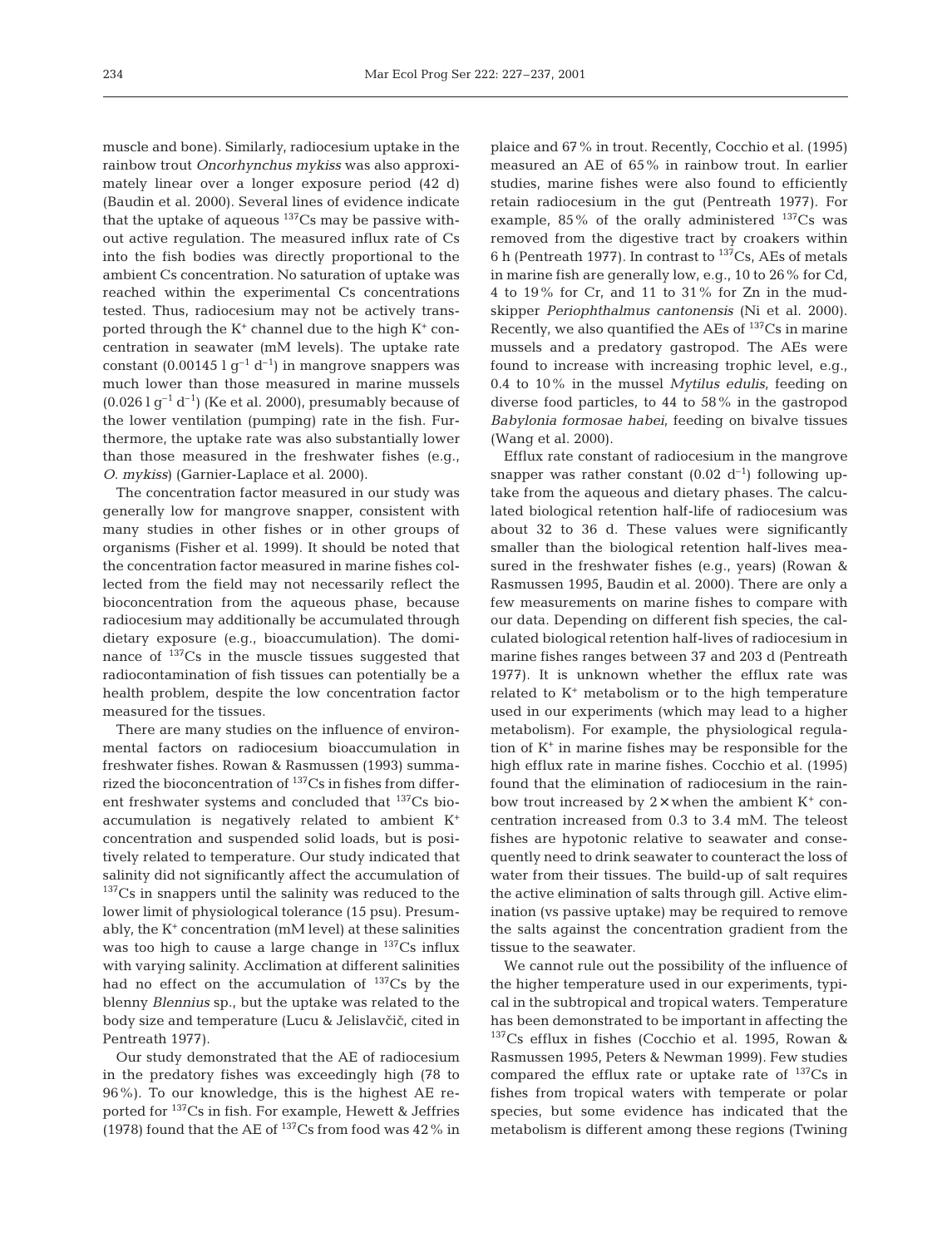muscle and bone). Similarly, radiocesium uptake in the rainbow trout *Oncorhynchus mykiss* was also approximately linear over a longer exposure period (42 d) (Baudin et al. 2000). Several lines of evidence indicate that the uptake of aqueous $^{137}Cs$ may be passive without active regulation. The measured influx rate of Cs into the fish bodies was directly proportional to the ambient Cs concentration. No saturation of uptake was reached within the experimental Cs concentrations tested. Thus, radiocesium may not be actively transported through the $K^+$ channel due to the high $K^+$ concentration in seawater (mM levels). The uptake rate constant (0.00145 l $g^{-1}$ $d^{-1}$) in mangrove snappers was much lower than those measured in marine mussels (0.026 l $g^{-1}$ $d^{-1}$) (Ke et al. 2000), presumably because of the lower ventilation (pumping) rate in the fish. Furthermore, the uptake rate was also substantially lower than those measured in the freshwater fishes (e.g., *O. mykiss*) (Garnier-Laplace et al. 2000).

The concentration factor measured in our study was generally low for mangrove snapper, consistent with many studies in other fishes or in other groups of organisms (Fisher et al. 1999). It should be noted that the concentration factor measured in marine fishes collected from the field may not necessarily reflect the bioconcentration from the aqueous phase, because radiocesium may additionally be accumulated through dietary exposure (e.g., bioaccumulation). The dominance of $^{137}Cs$ in the muscle tissues suggested that radiocontamination of fish tissues can potentially be a health problem, despite the low concentration factor measured for the tissues.

There are many studies on the influence of environmental factors on radiocesium bioaccumulation in freshwater fishes. Rowan & Rasmussen (1993) summarized the bioconcentration of $^{137}Cs$ in fishes from different freshwater systems and concluded that $^{137}Cs$ bioaccumulation is negatively related to ambient $K^+$ concentration and suspended solid loads, but is positively related to temperature. Our study indicated that salinity did not significantly affect the accumulation of $^{137}Cs$ in snappers until the salinity was reduced to the lower limit of physiological tolerance (15 psu). Presumably, the $K^+$ concentration (mM level) at these salinities was too high to cause a large change in $^{137}Cs$ influx with varying salinity. Acclimation at different salinities had no effect on the accumulation of $^{137}Cs$ by the blenny *Blennius* sp., but the uptake was related to the body size and temperature (Lucu & Jelislavčič, cited in Pentreath 1977).

Our study demonstrated that the AE of radiocesium in the predatory fishes was exceedingly high (78 to 96%). To our knowledge, this is the highest AE reported for $^{137}Cs$ in fish. For example, Hewett & Jeffries (1978) found that the AE of $^{137}Cs$ from food was 42% in plaice and 67% in trout. Recently, Cocchio et al. (1995) measured an AE of 65% in rainbow trout. In earlier studies, marine fishes were also found to efficiently retain radiocesium in the gut (Pentreath 1977). For example, 85% of the orally administered $^{137}Cs$ was removed from the digestive tract by croakers within 6 h (Pentreath 1977). In contrast to $^{137}Cs$, AEs of metals in marine fish are generally low, e.g., 10 to 26% for Cd, 4 to 19% for Cr, and 11 to 31% for Zn in the mudskipper *Periophthalmus cantonensis* (Ni et al. 2000). Recently, we also quantified the AEs of $^{137}Cs$ in marine mussels and a predatory gastropod. The AEs were found to increase with increasing trophic level, e.g., 0.4 to 10% in the mussel *Mytilus edulis*, feeding on diverse food particles, to 44 to 58% in the gastropod *Babylonia formosae habei*, feeding on bivalve tissues (Wang et al. 2000).

Efflux rate constant of radiocesium in the mangrove snapper was rather constant (0.02 $d^{-1}$) following uptake from the aqueous and dietary phases. The calculated biological retention half-life of radiocesium was about 32 to 36 d. These values were significantly smaller than the biological retention half-lives measured in the freshwater fishes (e.g., years) (Rowan & Rasmussen 1995, Baudin et al. 2000). There are only a few measurements on marine fishes to compare with our data. Depending on different fish species, the calculated biological retention half-lives of radiocesium in marine fishes ranges between 37 and 203 d (Pentreath 1977). It is unknown whether the efflux rate was related to $K^+$ metabolism or to the high temperature used in our experiments (which may lead to a higher metabolism). For example, the physiological regulation of $K^+$ in marine fishes may be responsible for the high efflux rate in marine fishes. Cocchio et al. (1995) found that the elimination of radiocesium in the rainbow trout increased by 2× when the ambient $K^+$ concentration increased from 0.3 to 3.4 mM. The teleost fishes are hypotonic relative to seawater and consequently need to drink seawater to counteract the loss of water from their tissues. The build-up of salt requires the active elimination of salts through gill. Active elimination (vs passive uptake) may be required to remove the salts against the concentration gradient from the tissue to the seawater.

We cannot rule out the possibility of the influence of the higher temperature used in our experiments, typical in the subtropical and tropical waters. Temperature has been demonstrated to be important in affecting the $^{137}Cs$ efflux in fishes (Cocchio et al. 1995, Rowan & Rasmussen 1995, Peters & Newman 1999). Few studies compared the efflux rate or uptake rate of $^{137}Cs$ in fishes from tropical waters with temperate or polar species, but some evidence has indicated that the metabolism is different among these regions (Twining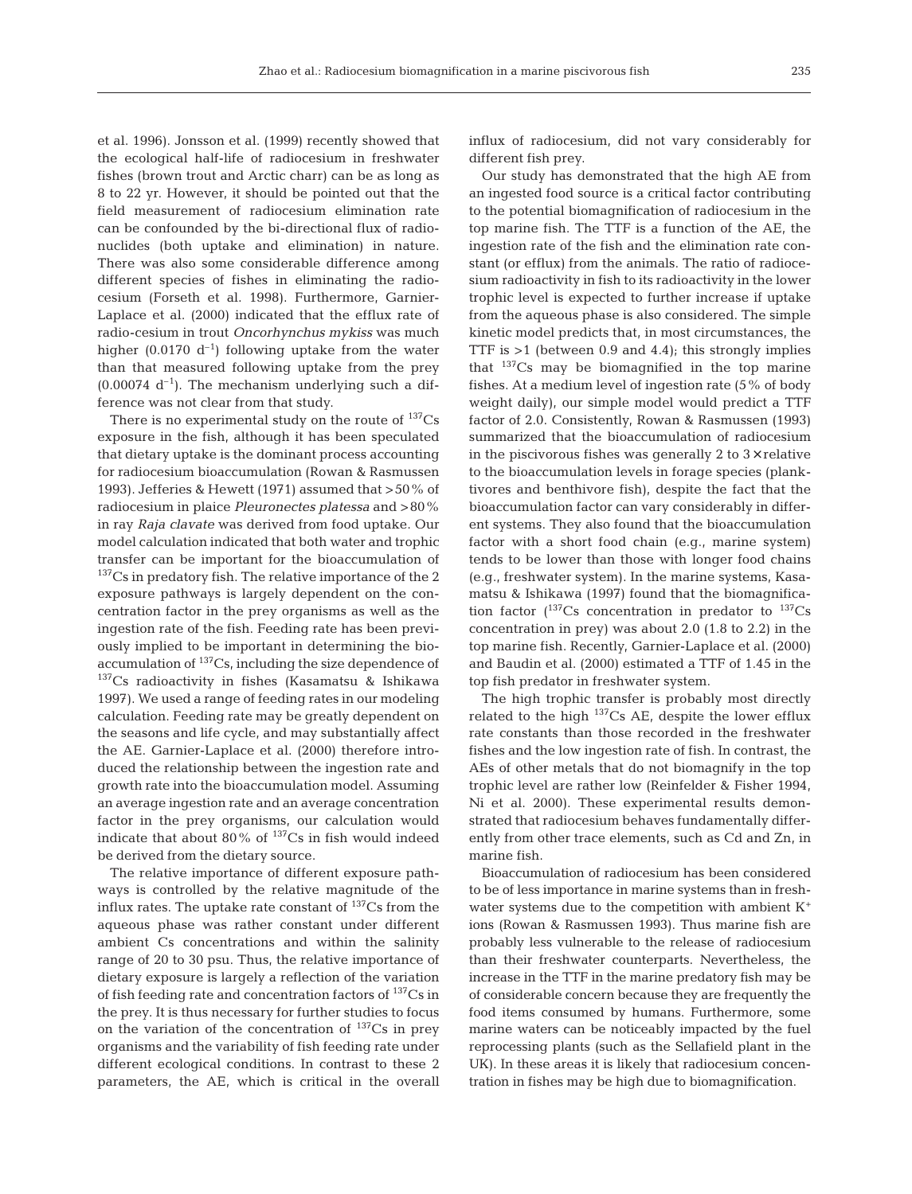et al. 1996). Jonsson et al. (1999) recently showed that the ecological half-life of radiocesium in freshwater fishes (brown trout and Arctic charr) can be as long as 8 to 22 yr. However, it should be pointed out that the field measurement of radiocesium elimination rate can be confounded by the bi-directional flux of radionuclides (both uptake and elimination) in nature. There was also some considerable difference among different species of fishes in eliminating the radiocesium (Forseth et al. 1998). Furthermore, Garnier-Laplace et al. (2000) indicated that the efflux rate of radio-cesium in trout *Oncorhynchus mykiss* was much higher ($0.0170\ d^{-1}$) following uptake from the water than that measured following uptake from the prey ($0.00074\ d^{-1}$). The mechanism underlying such a difference was not clear from that study.

There is no experimental study on the route of $^{137}Cs$ exposure in the fish, although it has been speculated that dietary uptake is the dominant process accounting for radiocesium bioaccumulation (Rowan & Rasmussen 1993). Jefferies & Hewett (1971) assumed that >50% of radiocesium in plaice *Pleuronectes platessa* and >80% in ray *Raja clavate* was derived from food uptake. Our model calculation indicated that both water and trophic transfer can be important for the bioaccumulation of $^{137}Cs$ in predatory fish. The relative importance of the 2 exposure pathways is largely dependent on the concentration factor in the prey organisms as well as the ingestion rate of the fish. Feeding rate has been previously implied to be important in determining the bioaccumulation of $^{137}Cs$, including the size dependence of $^{137}Cs$ radioactivity in fishes (Kasamatsu & Ishikawa 1997). We used a range of feeding rates in our modeling calculation. Feeding rate may be greatly dependent on the seasons and life cycle, and may substantially affect the AE. Garnier-Laplace et al. (2000) therefore introduced the relationship between the ingestion rate and growth rate into the bioaccumulation model. Assuming an average ingestion rate and an average concentration factor in the prey organisms, our calculation would indicate that about 80% of $^{137}Cs$ in fish would indeed be derived from the dietary source.

The relative importance of different exposure pathways is controlled by the relative magnitude of the influx rates. The uptake rate constant of $^{137}Cs$ from the aqueous phase was rather constant under different ambient Cs concentrations and within the salinity range of 20 to 30 psu. Thus, the relative importance of dietary exposure is largely a reflection of the variation of fish feeding rate and concentration factors of $^{137}Cs$ in the prey. It is thus necessary for further studies to focus on the variation of the concentration of $^{137}Cs$ in prey organisms and the variability of fish feeding rate under different ecological conditions. In contrast to these 2 parameters, the AE, which is critical in the overall influx of radiocesium, did not vary considerably for different fish prey.

Our study has demonstrated that the high AE from an ingested food source is a critical factor contributing to the potential biomagnification of radiocesium in the top marine fish. The TTF is a function of the AE, the ingestion rate of the fish and the elimination rate constant (or efflux) from the animals. The ratio of radiocesium radioactivity in fish to its radioactivity in the lower trophic level is expected to further increase if uptake from the aqueous phase is also considered. The simple kinetic model predicts that, in most circumstances, the TTF is >1 (between 0.9 and 4.4); this strongly implies that $^{137}Cs$ may be biomagnified in the top marine fishes. At a medium level of ingestion rate (5% of body weight daily), our simple model would predict a TTF factor of 2.0. Consistently, Rowan & Rasmussen (1993) summarized that the bioaccumulation of radiocesium in the piscivorous fishes was generally 2 to 3× relative to the bioaccumulation levels in forage species (planktivores and benthivore fish), despite the fact that the bioaccumulation factor can vary considerably in different systems. They also found that the bioaccumulation factor with a short food chain (e.g., marine system) tends to be lower than those with longer food chains (e.g., freshwater system). In the marine systems, Kasamatsu & Ishikawa (1997) found that the biomagnification factor ($^{137}Cs$ concentration in predator to $^{137}Cs$ concentration in prey) was about 2.0 (1.8 to 2.2) in the top marine fish. Recently, Garnier-Laplace et al. (2000) and Baudin et al. (2000) estimated a TTF of 1.45 in the top fish predator in freshwater system.

The high trophic transfer is probably most directly related to the high $^{137}Cs$ AE, despite the lower efflux rate constants than those recorded in the freshwater fishes and the low ingestion rate of fish. In contrast, the AEs of other metals that do not biomagnify in the top trophic level are rather low (Reinfelder & Fisher 1994, Ni et al. 2000). These experimental results demonstrated that radiocesium behaves fundamentally differently from other trace elements, such as Cd and Zn, in marine fish.

Bioaccumulation of radiocesium has been considered to be of less importance in marine systems than in freshwater systems due to the competition with ambient $K^+$ ions (Rowan & Rasmussen 1993). Thus marine fish are probably less vulnerable to the release of radiocesium than their freshwater counterparts. Nevertheless, the increase in the TTF in the marine predatory fish may be of considerable concern because they are frequently the food items consumed by humans. Furthermore, some marine waters can be noticeably impacted by the fuel reprocessing plants (such as the Sellafield plant in the UK). In these areas it is likely that radiocesium concentration in fishes may be high due to biomagnification.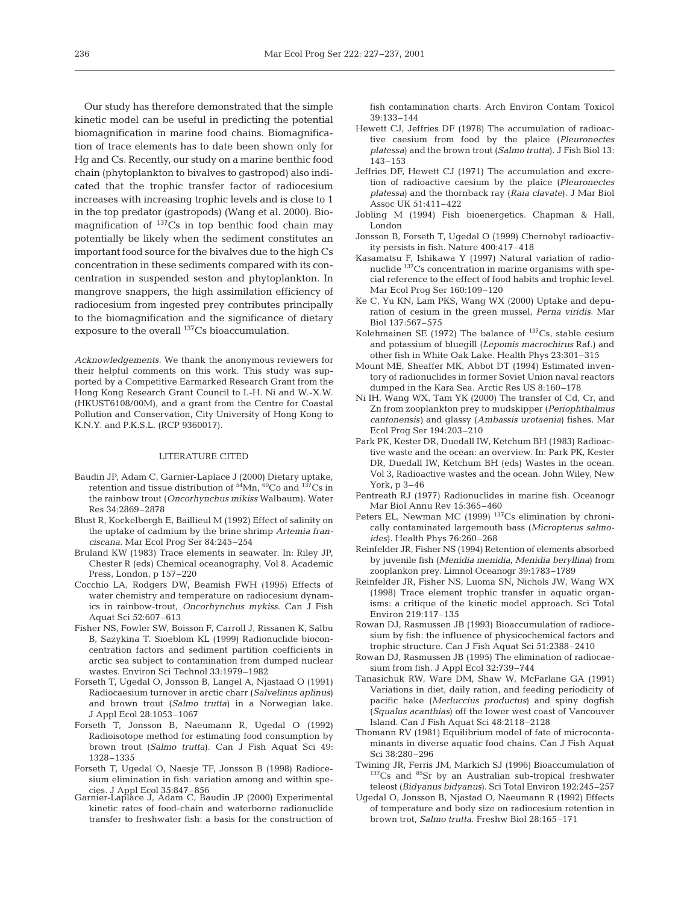Our study has therefore demonstrated that the simple kinetic model can be useful in predicting the potential biomagnification in marine food chains. Biomagnification of trace elements has to date been shown only for Hg and Cs. Recently, our study on a marine benthic food chain (phytoplankton to bivalves to gastropod) also indicated that the trophic transfer factor of radiocesium increases with increasing trophic levels and is close to 1 in the top predator (gastropods) (Wang et al. 2000). Biomagnification of $^{137}$Cs in top benthic food chain may potentially be likely when the sediment constitutes an important food source for the bivalves due to the high Cs concentration in these sediments compared with its concentration in suspended seston and phytoplankton. In mangrove snappers, the high assimilation efficiency of radiocesium from ingested prey contributes principally to the biomagnification and the significance of dietary exposure to the overall $^{137}$Cs bioaccumulation.

*Acknowledgements.* We thank the anonymous reviewers for their helpful comments on this work. This study was supported by a Competitive Earmarked Research Grant from the Hong Kong Research Grant Council to I.-H. Ni and W.-X.W. (HKUST6108/00M), and a grant from the Centre for Coastal Pollution and Conservation, City University of Hong Kong to K.N.Y. and P.K.S.L. (RCP 9360017).

## LITERATURE CITED

- Baudin JP, Adam C, Garnier-Laplace J (2000) Dietary uptake, retention and tissue distribution of $^{54}$Mn, $^{60}$Co and $^{137}$Cs in the rainbow trout (*Oncorhynchus mikiss* Walbaum). Water Res 34:2869–2878
- Blust R, Kockelbergh E, Baillieul M (1992) Effect of salinity on the uptake of cadmium by the brine shrimp *Artemia franciscana*. Mar Ecol Prog Ser 84:245–254
- Bruland KW (1983) Trace elements in seawater. In: Riley JP, Chester R (eds) Chemical oceanography, Vol 8. Academic Press, London, p 157–220
- Cocchio LA, Rodgers DW, Beamish FWH (1995) Effects of water chemistry and temperature on radiocesium dynamics in rainbow-trout, *Oncorhynchus mykiss*. Can J Fish Aquat Sci 52:607–613
- Fisher NS, Fowler SW, Boisson F, Carroll J, Rissanen K, Salbu B, Sazykina T. Sioeblom KL (1999) Radionuclide bioconcentration factors and sediment partition coefficients in arctic sea subject to contamination from dumped nuclear wastes. Environ Sci Technol 33:1979–1982
- Forseth T, Ugedal O, Jonsson B, Langel A, Njastaad O (1991) Radiocaesium turnover in arctic charr (*Salvelinus aplinus*) and brown trout (*Salmo trutta*) in a Norwegian lake. J Appl Ecol 28:1053–1067
- Forseth T, Jonsson B, Naeumann R, Ugedal O (1992) Radioisotope method for estimating food consumption by brown trout (*Salmo trutta*). Can J Fish Aquat Sci 49: 1328–1335
- Forseth T, Ugedal O, Naesje TF, Jonsson B (1998) Radiocesium elimination in fish: variation among and within species. J Appl Ecol 35:847–856
- Garnier-Laplace J, Adam C, Baudin JP (2000) Experimental kinetic rates of food-chain and waterborne radionuclide transfer to freshwater fish: a basis for the construction of fish contamination charts. Arch Environ Contam Toxicol 39:133–144
- Hewett CJ, Jeffries DF (1978) The accumulation of radioactive caesium from food by the plaice (*Pleuronectes platessa*) and the brown trout (*Salmo trutta*). J Fish Biol 13: 143–153
- Jeffries DF, Hewett CJ (1971) The accumulation and excretion of radioactive caesium by the plaice (*Pleuronectes platessa*) and the thornback ray (*Raia clavate*). J Mar Biol Assoc UK 51:411–422
- Jobling M (1994) Fish bioenergetics. Chapman & Hall, London
- Jonsson B, Forseth T, Ugedal O (1999) Chernobyl radioactivity persists in fish. Nature 400:417–418
- Kasamatsu F, Ishikawa Y (1997) Natural variation of radionuclide $^{137}$Cs concentration in marine organisms with special reference to the effect of food habits and trophic level. Mar Ecol Prog Ser 160:109–120
- Ke C, Yu KN, Lam PKS, Wang WX (2000) Uptake and depuration of cesium in the green mussel, *Perna viridis*. Mar Biol 137:567–575
- Kolehmainen SE (1972) The balance of $^{137}$Cs, stable cesium and potassium of bluegill (*Lepomis macrochirus* Raf.) and other fish in White Oak Lake. Health Phys 23:301–315
- Mount ME, Sheaffer MK, Abbot DT (1994) Estimated inventory of radionuclides in former Soviet Union naval reactors dumped in the Kara Sea. Arctic Res US 8:160–178
- Ni IH, Wang WX, Tam YK (2000) The transfer of Cd, Cr, and Zn from zooplankton prey to mudskipper (*Periophthalmus cantonensis*) and glassy (*Ambassis urotaenia*) fishes. Mar Ecol Prog Ser 194:203–210
- Park PK, Kester DR, Duedall IW, Ketchum BH (1983) Radioactive waste and the ocean: an overview. In: Park PK, Kester DR, Duedall IW, Ketchum BH (eds) Wastes in the ocean. Vol 3, Radioactive wastes and the ocean. John Wiley, New York, p 3–46
- Pentreath RJ (1977) Radionuclides in marine fish. Oceanogr Mar Biol Annu Rev 15:365–460
- Peters EL, Newman MC (1999) $^{137}$Cs elimination by chronically contaminated largemouth bass (*Micropterus salmoides*). Health Phys 76:260–268
- Reinfelder JR, Fisher NS (1994) Retention of elements absorbed by juvenile fish (*Menidia menidia*, *Menidia beryllina*) from zooplankon prey. Limnol Oceanogr 39:1783–1789
- Reinfelder JR, Fisher NS, Luoma SN, Nichols JW, Wang WX (1998) Trace element trophic transfer in aquatic organisms: a critique of the kinetic model approach. Sci Total Environ 219:117–135
- Rowan DJ, Rasmussen JB (1993) Bioaccumulation of radiocesium by fish: the influence of physicochemical factors and trophic structure. Can J Fish Aquat Sci 51:2388–2410
- Rowan DJ, Rasmussen JB (1995) The elimination of radiocaesium from fish. J Appl Ecol 32:739–744
- Tanasichuk RW, Ware DM, Shaw W, McFarlane GA (1991) Variations in diet, daily ration, and feeding periodicity of pacific hake (*Merluccius productus*) and spiny dogfish (*Squalus acanthias*) off the lower west coast of Vancouver Island. Can J Fish Aquat Sci 48:2118–2128
- Thomann RV (1981) Equilibrium model of fate of microcontaminants in diverse aquatic food chains. Can J Fish Aquat Sci 38:280–296
- Twining JR, Ferris JM, Markich SJ (1996) Bioaccumulation of $^{137}$Cs and $^{85}$Sr by an Australian sub-tropical freshwater teleost (*Bidyanus bidyanus*). Sci Total Environ 192:245–257
- Ugedal O, Jonsson B, Njastad O, Naeumann R (1992) Effects of temperature and body size on radiocesium retention in brown trot, *Salmo trutta*. Freshw Biol 28:165–171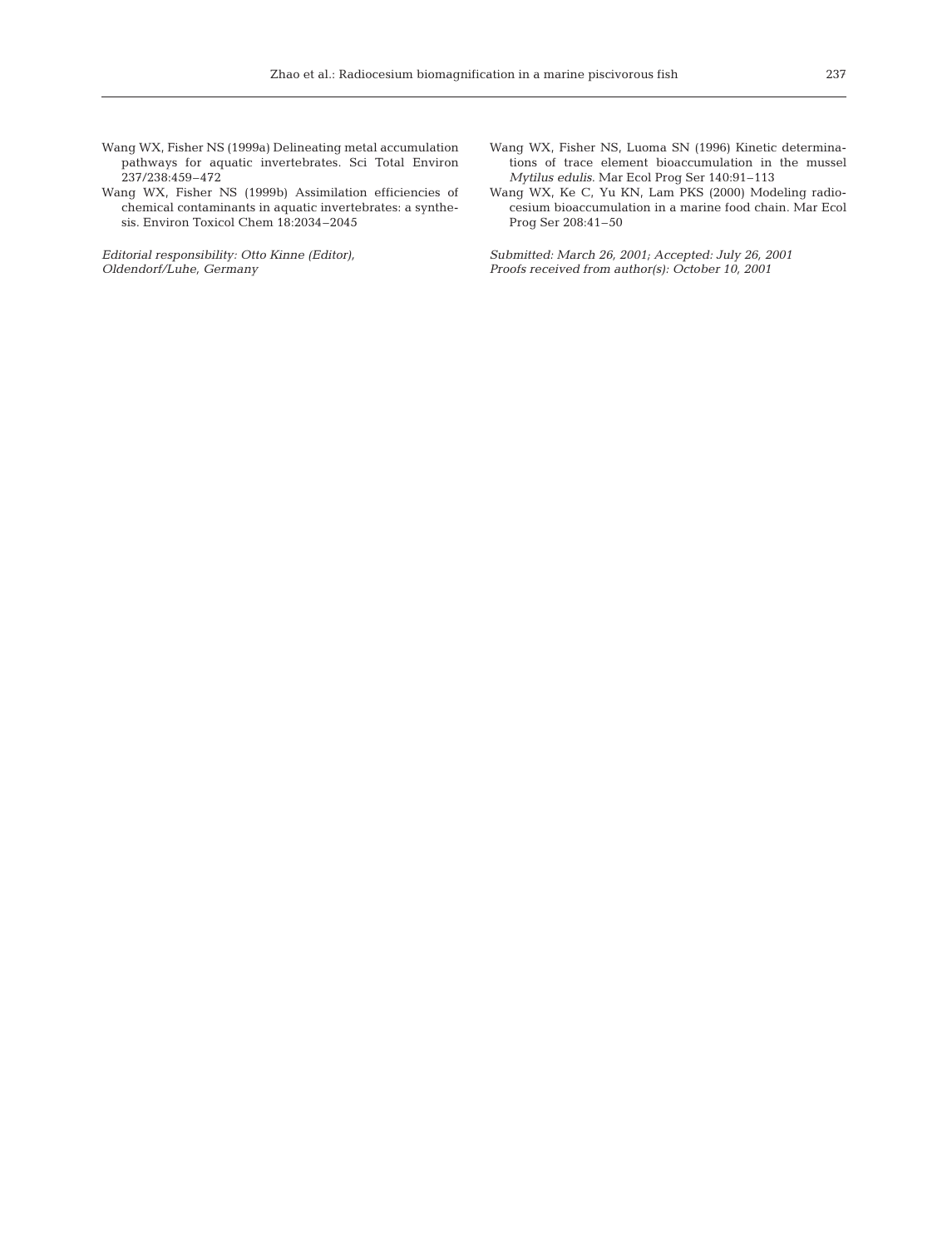Wang WX, Fisher NS (1999a) Delineating metal accumulation pathways for aquatic invertebrates. Sci Total Environ 237/238:459–472

Wang WX, Fisher NS (1999b) Assimilation efficiencies of chemical contaminants in aquatic invertebrates: a synthesis. Environ Toxicol Chem 18:2034–2045

Wang WX, Fisher NS, Luoma SN (1996) Kinetic determinations of trace element bioaccumulation in the mussel *Mytilus edulis*. Mar Ecol Prog Ser 140:91–113

Wang WX, Ke C, Yu KN, Lam PKS (2000) Modeling radiocesium bioaccumulation in a marine food chain. Mar Ecol Prog Ser 208:41–50

*Editorial responsibility: Otto Kinne (Editor), Oldendorf/Luhe, Germany*

*Submitted: March 26, 2001; Accepted: July 26, 2001*
*Proofs received from author(s): October 10, 2001*